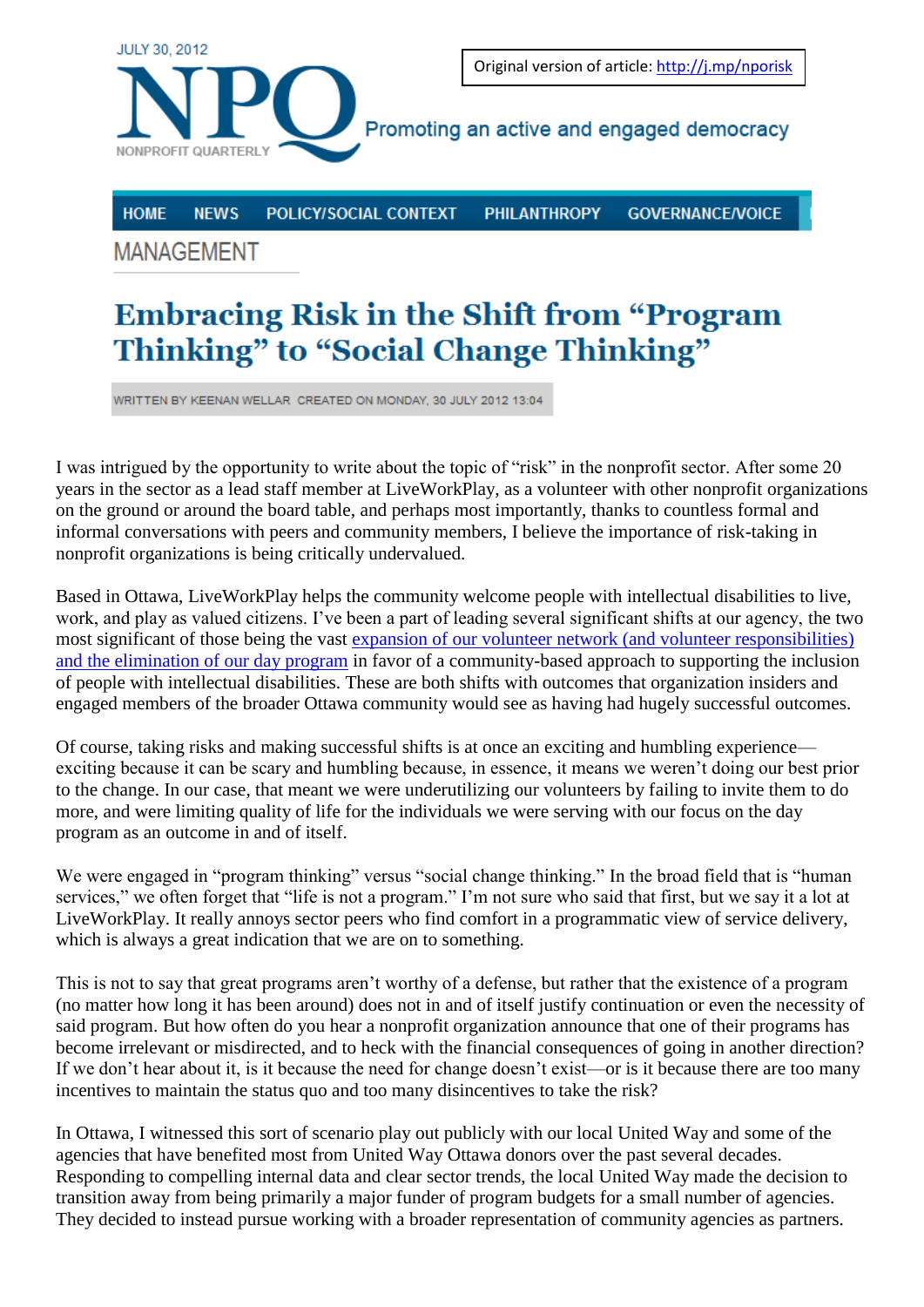JULY 30, 2012

Original version of article: http://j.mp/nporisk

# NPQ

NONPROFIT QUARTERLY

Promoting an active and engaged democracy

HOME NEWS POLICY/SOCIAL CONTEXT PHILANTHROPY GOVERNANCE/VOICE

MANAGEMENT

# Embracing Risk in the Shift from "Program Thinking" to "Social Change Thinking"

WRITTEN BY KEENAN WELLAR CREATED ON MONDAY, 30 JULY 2012 13:04

I was intrigued by the opportunity to write about the topic of "risk" in the nonprofit sector. After some 20 years in the sector as a lead staff member at LiveWorkPlay, as a volunteer with other nonprofit organizations on the ground or around the board table, and perhaps most importantly, thanks to countless formal and informal conversations with peers and community members, I believe the importance of risk-taking in nonprofit organizations is being critically undervalued.

Based in Ottawa, LiveWorkPlay helps the community welcome people with intellectual disabilities to live, work, and play as valued citizens. I've been a part of leading several significant shifts at our agency, the two most significant of those being the vast expansion of our volunteer network (and volunteer responsibilities) and the elimination of our day program in favor of a community-based approach to supporting the inclusion of people with intellectual disabilities. These are both shifts with outcomes that organization insiders and engaged members of the broader Ottawa community would see as having had hugely successful outcomes.

Of course, taking risks and making successful shifts is at once an exciting and humbling experience—exciting because it can be scary and humbling because, in essence, it means we weren't doing our best prior to the change. In our case, that meant we were underutilizing our volunteers by failing to invite them to do more, and were limiting quality of life for the individuals we were serving with our focus on the day program as an outcome in and of itself.

We were engaged in "program thinking" versus "social change thinking." In the broad field that is "human services," we often forget that "life is not a program." I'm not sure who said that first, but we say it a lot at LiveWorkPlay. It really annoys sector peers who find comfort in a programmatic view of service delivery, which is always a great indication that we are on to something.

This is not to say that great programs aren't worthy of a defense, but rather that the existence of a program (no matter how long it has been around) does not in and of itself justify continuation or even the necessity of said program. But how often do you hear a nonprofit organization announce that one of their programs has become irrelevant or misdirected, and to heck with the financial consequences of going in another direction? If we don't hear about it, is it because the need for change doesn't exist—or is it because there are too many incentives to maintain the status quo and too many disincentives to take the risk?

In Ottawa, I witnessed this sort of scenario play out publicly with our local United Way and some of the agencies that have benefited most from United Way Ottawa donors over the past several decades. Responding to compelling internal data and clear sector trends, the local United Way made the decision to transition away from being primarily a major funder of program budgets for a small number of agencies. They decided to instead pursue working with a broader representation of community agencies as partners.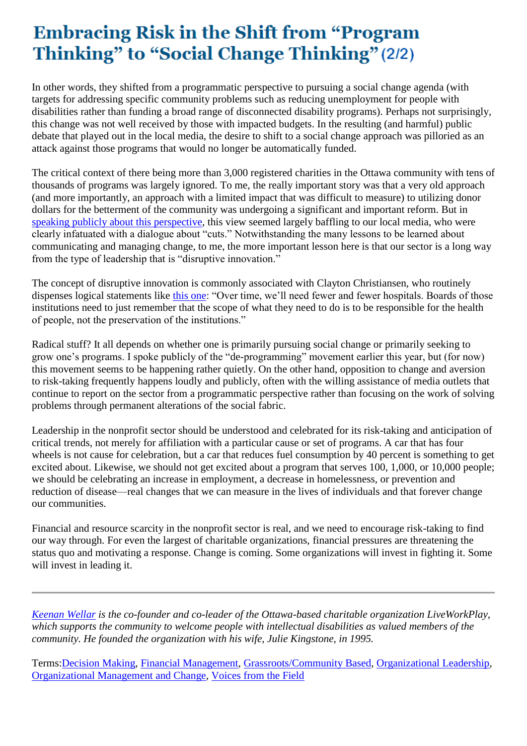# Embracing Risk in the Shift from "Program Thinking" to "Social Change Thinking" (2/2)

In other words, they shifted from a programmatic perspective to pursuing a social change agenda (with targets for addressing specific community problems such as reducing unemployment for people with disabilities rather than funding a broad range of disconnected disability programs). Perhaps not surprisingly, this change was not well received by those with impacted budgets. In the resulting (and harmful) public debate that played out in the local media, the desire to shift to a social change approach was pilloried as an attack against those programs that would no longer be automatically funded.

The critical context of there being more than 3,000 registered charities in the Ottawa community with tens of thousands of programs was largely ignored. To me, the really important story was that a very old approach (and more importantly, an approach with a limited impact that was difficult to measure) to utilizing donor dollars for the betterment of the community was undergoing a significant and important reform. But in [speaking publicly about this perspective](), this view seemed largely baffling to our local media, who were clearly infatuated with a dialogue about "cuts." Notwithstanding the many lessons to be learned about communicating and managing change, to me, the more important lesson here is that our sector is a long way from the type of leadership that is "disruptive innovation."

The concept of disruptive innovation is commonly associated with Clayton Christiansen, who routinely dispenses logical statements like [this one](): "Over time, we'll need fewer and fewer hospitals. Boards of those institutions need to just remember that the scope of what they need to do is to be responsible for the health of people, not the preservation of the institutions."

Radical stuff? It all depends on whether one is primarily pursuing social change or primarily seeking to grow one's programs. I spoke publicly of the "de-programming" movement earlier this year, but (for now) this movement seems to be happening rather quietly. On the other hand, opposition to change and aversion to risk-taking frequently happens loudly and publicly, often with the willing assistance of media outlets that continue to report on the sector from a programmatic perspective rather than focusing on the work of solving problems through permanent alterations of the social fabric.

Leadership in the nonprofit sector should be understood and celebrated for its risk-taking and anticipation of critical trends, not merely for affiliation with a particular cause or set of programs. A car that has four wheels is not cause for celebration, but a car that reduces fuel consumption by 40 percent is something to get excited about. Likewise, we should not get excited about a program that serves 100, 1,000, or 10,000 people; we should be celebrating an increase in employment, a decrease in homelessness, or prevention and reduction of disease—real changes that we can measure in the lives of individuals and that forever change our communities.

Financial and resource scarcity in the nonprofit sector is real, and we need to encourage risk-taking to find our way through. For even the largest of charitable organizations, financial pressures are threatening the status quo and motivating a response. Change is coming. Some organizations will invest in fighting it. Some will invest in leading it.

---

*[Keenan Wellar]() is the co-founder and co-leader of the Ottawa-based charitable organization LiveWorkPlay, which supports the community to welcome people with intellectual disabilities as valued members of the community. He founded the organization with his wife, Julie Kingstone, in 1995.*

Terms: [Decision Making](), [Financial Management](), [Grassroots/Community Based](), [Organizational Leadership](), [Organizational Management and Change](), [Voices from the Field]()